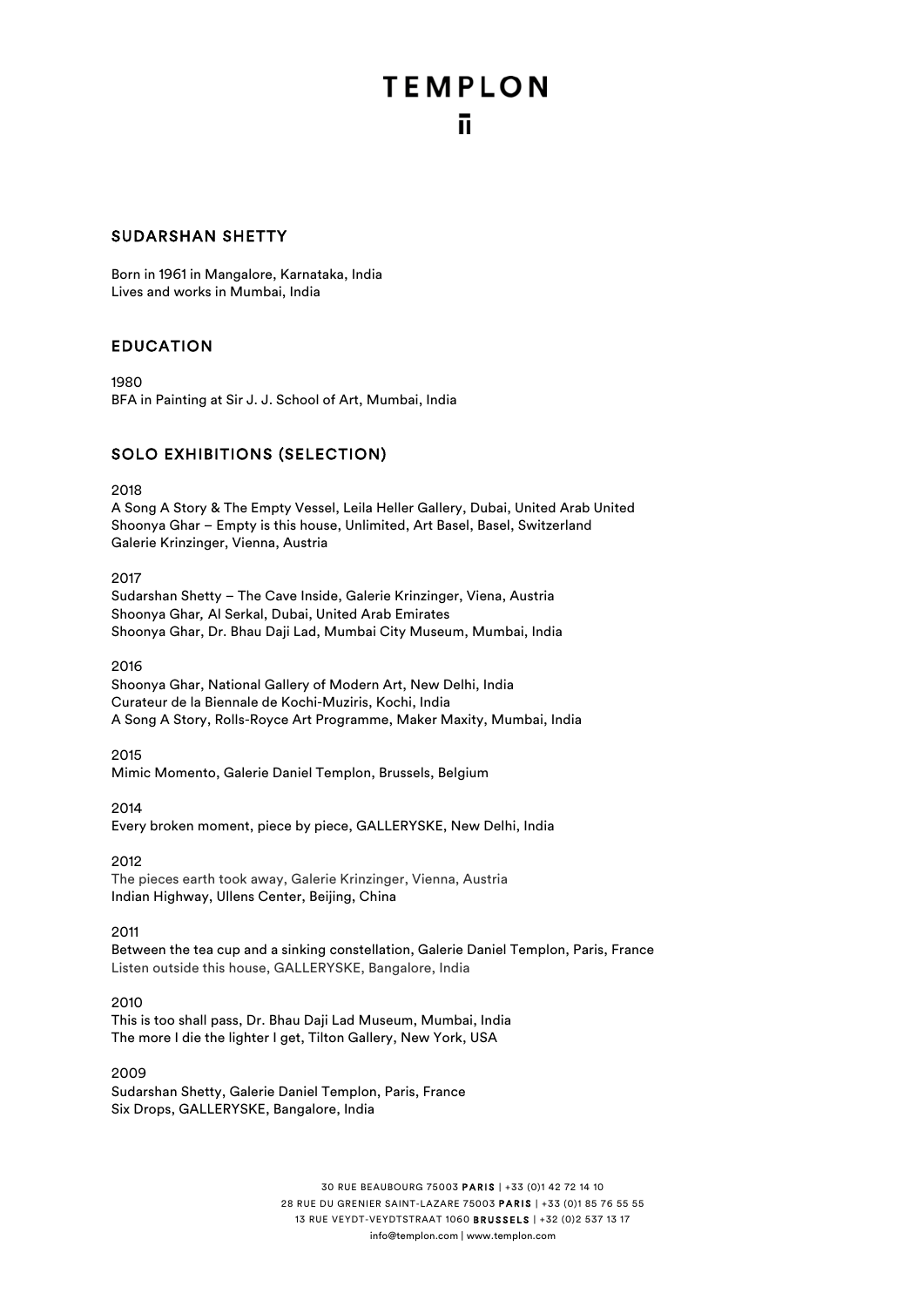# TEMPLON

## SUDARSHAN SHETTY

Born in 1961 in Mangalore, Karnataka, India
Lives and works in Mumbai, India

## EDUCATION

1980
BFA in Painting at Sir J. J. School of Art, Mumbai, India

## SOLO EXHIBITIONS (SELECTION)

2018
A Song A Story & The Empty Vessel, Leila Heller Gallery, Dubai, United Arab United
Shoonya Ghar – Empty is this house, Unlimited, Art Basel, Basel, Switzerland
Galerie Krinzinger, Vienna, Austria

2017
Sudarshan Shetty – The Cave Inside, Galerie Krinzinger, Viena, Austria
Shoonya Ghar, Al Serkal, Dubai, United Arab Emirates
Shoonya Ghar, Dr. Bhau Daji Lad, Mumbai City Museum, Mumbai, India

2016
Shoonya Ghar, National Gallery of Modern Art, New Delhi, India
Curateur de la Biennale de Kochi-Muziris, Kochi, India
A Song A Story, Rolls-Royce Art Programme, Maker Maxity, Mumbai, India

2015
Mimic Momento, Galerie Daniel Templon, Brussels, Belgium

2014
Every broken moment, piece by piece, GALLERYSKE, New Delhi, India

2012
The pieces earth took away, Galerie Krinzinger, Vienna, Austria
Indian Highway, Ullens Center, Beijing, China

2011
Between the tea cup and a sinking constellation, Galerie Daniel Templon, Paris, France
Listen outside this house, GALLERYSKE, Bangalore, India

2010
This is too shall pass, Dr. Bhau Daji Lad Museum, Mumbai, India
The more I die the lighter I get, Tilton Gallery, New York, USA

2009
Sudarshan Shetty, Galerie Daniel Templon, Paris, France
Six Drops, GALLERYSKE, Bangalore, India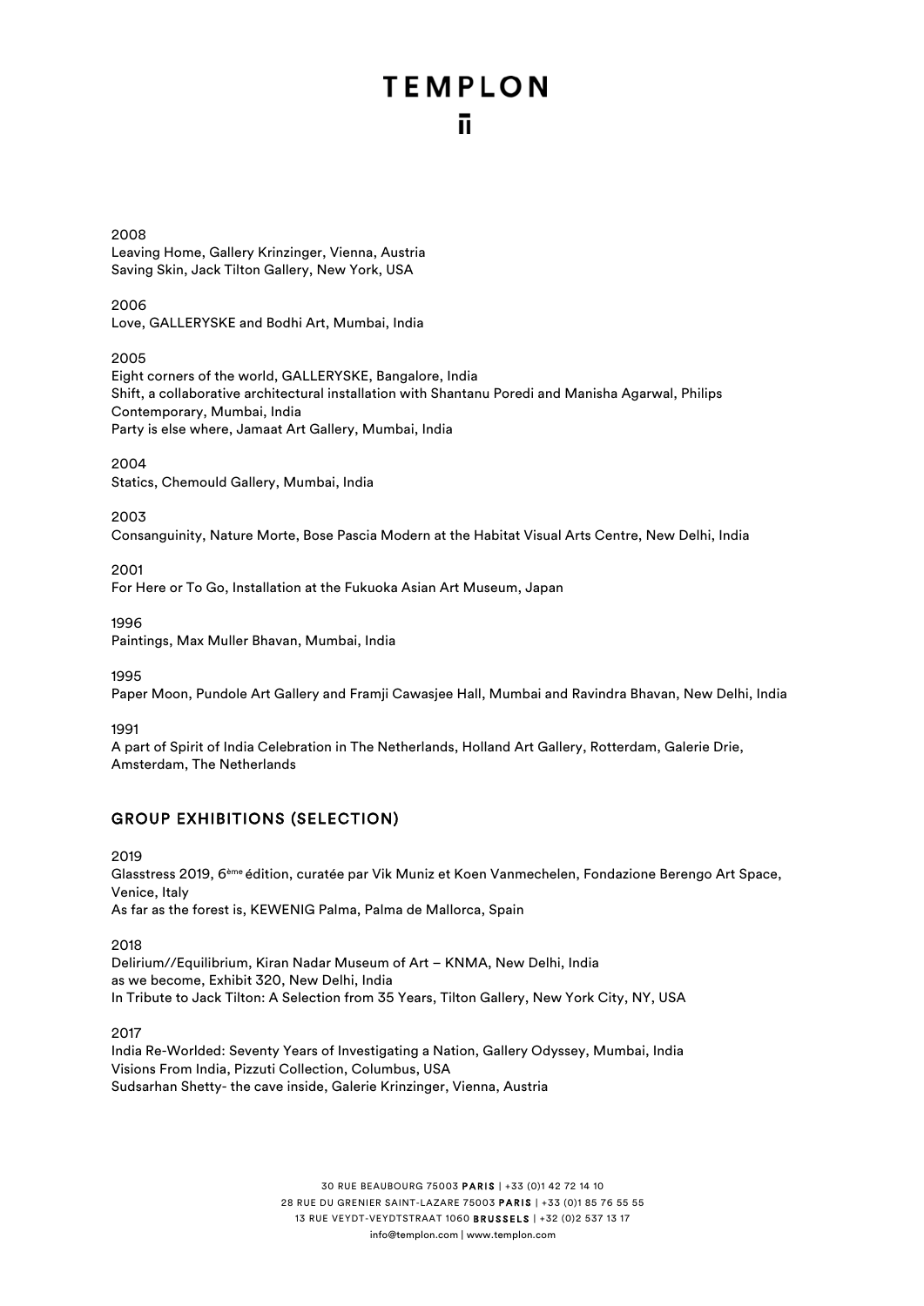2008
Leaving Home, Gallery Krinzinger, Vienna, Austria
Saving Skin, Jack Tilton Gallery, New York, USA

2006
Love, GALLERYSKE and Bodhi Art, Mumbai, India

2005
Eight corners of the world, GALLERYSKE, Bangalore, India
Shift, a collaborative architectural installation with Shantanu Poredi and Manisha Agarwal, Philips Contemporary, Mumbai, India
Party is else where, Jamaat Art Gallery, Mumbai, India

2004
Statics, Chemould Gallery, Mumbai, India

2003
Consanguinity, Nature Morte, Bose Pascia Modern at the Habitat Visual Arts Centre, New Delhi, India

2001
For Here or To Go, Installation at the Fukuoka Asian Art Museum, Japan

1996
Paintings, Max Muller Bhavan, Mumbai, India

1995
Paper Moon, Pundole Art Gallery and Framji Cawasjee Hall, Mumbai and Ravindra Bhavan, New Delhi, India

1991
A part of Spirit of India Celebration in The Netherlands, Holland Art Gallery, Rotterdam, Galerie Drie, Amsterdam, The Netherlands

## GROUP EXHIBITIONS (SELECTION)

2019
Glasstress 2019, 6ème édition, curatée par Vik Muniz et Koen Vanmechelen, Fondazione Berengo Art Space, Venice, Italy
As far as the forest is, KEWENIG Palma, Palma de Mallorca, Spain

2018
Delirium//Equilibrium, Kiran Nadar Museum of Art – KNMA, New Delhi, India
as we become, Exhibit 320, New Delhi, India
In Tribute to Jack Tilton: A Selection from 35 Years, Tilton Gallery, New York City, NY, USA

2017
India Re-Worlded: Seventy Years of Investigating a Nation, Gallery Odyssey, Mumbai, India
Visions From India, Pizzuti Collection, Columbus, USA
Sudsarhan Shetty- the cave inside, Galerie Krinzinger, Vienna, Austria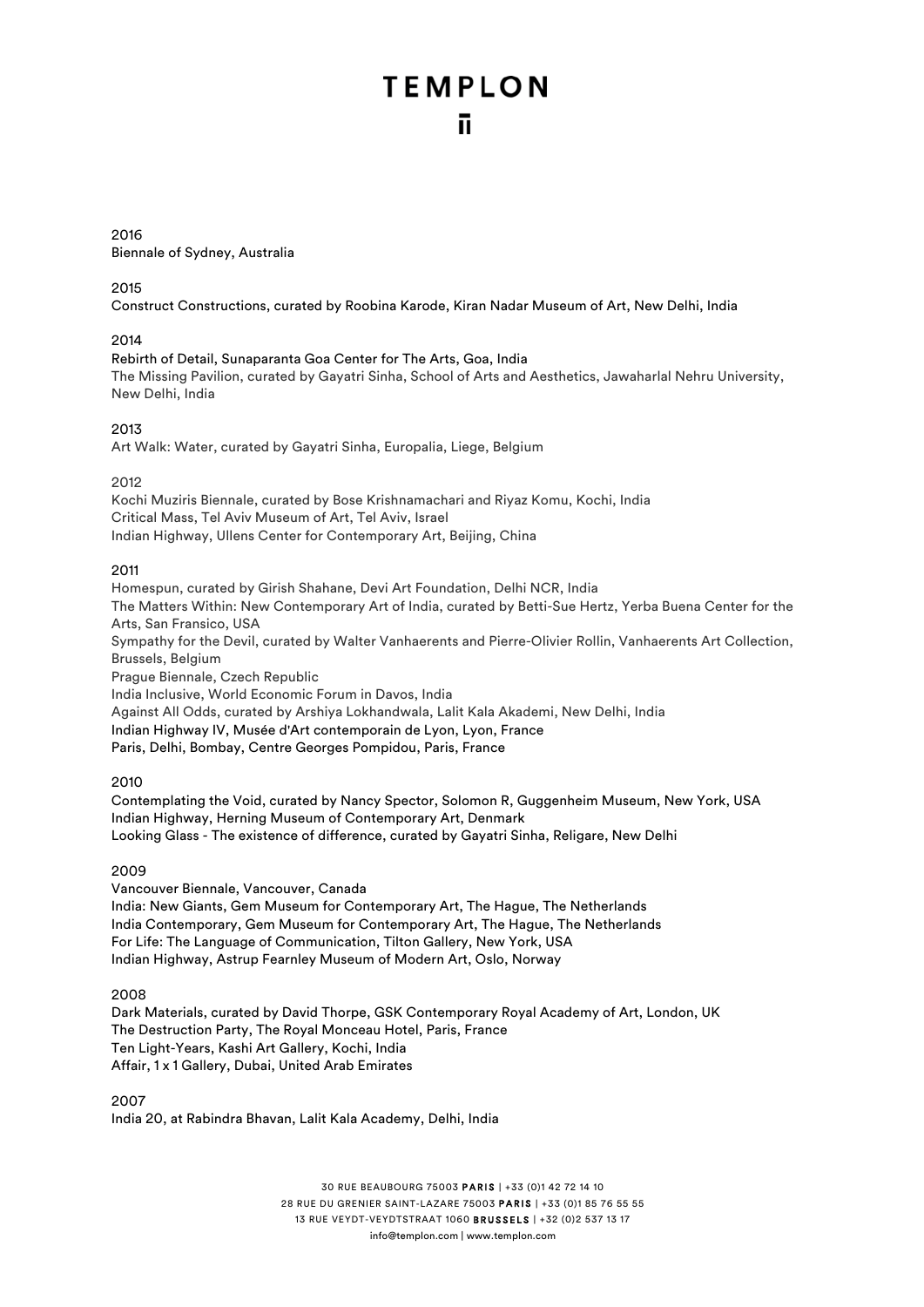2016
Biennale of Sydney, Australia

2015
Construct Constructions, curated by Roobina Karode, Kiran Nadar Museum of Art, New Delhi, India

2014
Rebirth of Detail, Sunaparanta Goa Center for The Arts, Goa, India
The Missing Pavilion, curated by Gayatri Sinha, School of Arts and Aesthetics, Jawaharlal Nehru University, New Delhi, India

2013
Art Walk: Water, curated by Gayatri Sinha, Europalia, Liege, Belgium

2012
Kochi Muziris Biennale, curated by Bose Krishnamachari and Riyaz Komu, Kochi, India
Critical Mass, Tel Aviv Museum of Art, Tel Aviv, Israel
Indian Highway, Ullens Center for Contemporary Art, Beijing, China

2011
Homespun, curated by Girish Shahane, Devi Art Foundation, Delhi NCR, India
The Matters Within: New Contemporary Art of India, curated by Betti-Sue Hertz, Yerba Buena Center for the Arts, San Fransico, USA
Sympathy for the Devil, curated by Walter Vanhaerents and Pierre-Olivier Rollin, Vanhaerents Art Collection, Brussels, Belgium
Prague Biennale, Czech Republic
India Inclusive, World Economic Forum in Davos, India
Against All Odds, curated by Arshiya Lokhandwala, Lalit Kala Akademi, New Delhi, India
Indian Highway IV, Musée d'Art contemporain de Lyon, Lyon, France
Paris, Delhi, Bombay, Centre Georges Pompidou, Paris, France

2010
Contemplating the Void, curated by Nancy Spector, Solomon R, Guggenheim Museum, New York, USA
Indian Highway, Herning Museum of Contemporary Art, Denmark
Looking Glass - The existence of difference, curated by Gayatri Sinha, Religare, New Delhi

2009
Vancouver Biennale, Vancouver, Canada
India: New Giants, Gem Museum for Contemporary Art, The Hague, The Netherlands
India Contemporary, Gem Museum for Contemporary Art, The Hague, The Netherlands
For Life: The Language of Communication, Tilton Gallery, New York, USA
Indian Highway, Astrup Fearnley Museum of Modern Art, Oslo, Norway

2008
Dark Materials, curated by David Thorpe, GSK Contemporary Royal Academy of Art, London, UK
The Destruction Party, The Royal Monceau Hotel, Paris, France
Ten Light-Years, Kashi Art Gallery, Kochi, India
Affair, 1 x 1 Gallery, Dubai, United Arab Emirates

2007
India 20, at Rabindra Bhavan, Lalit Kala Academy, Delhi, India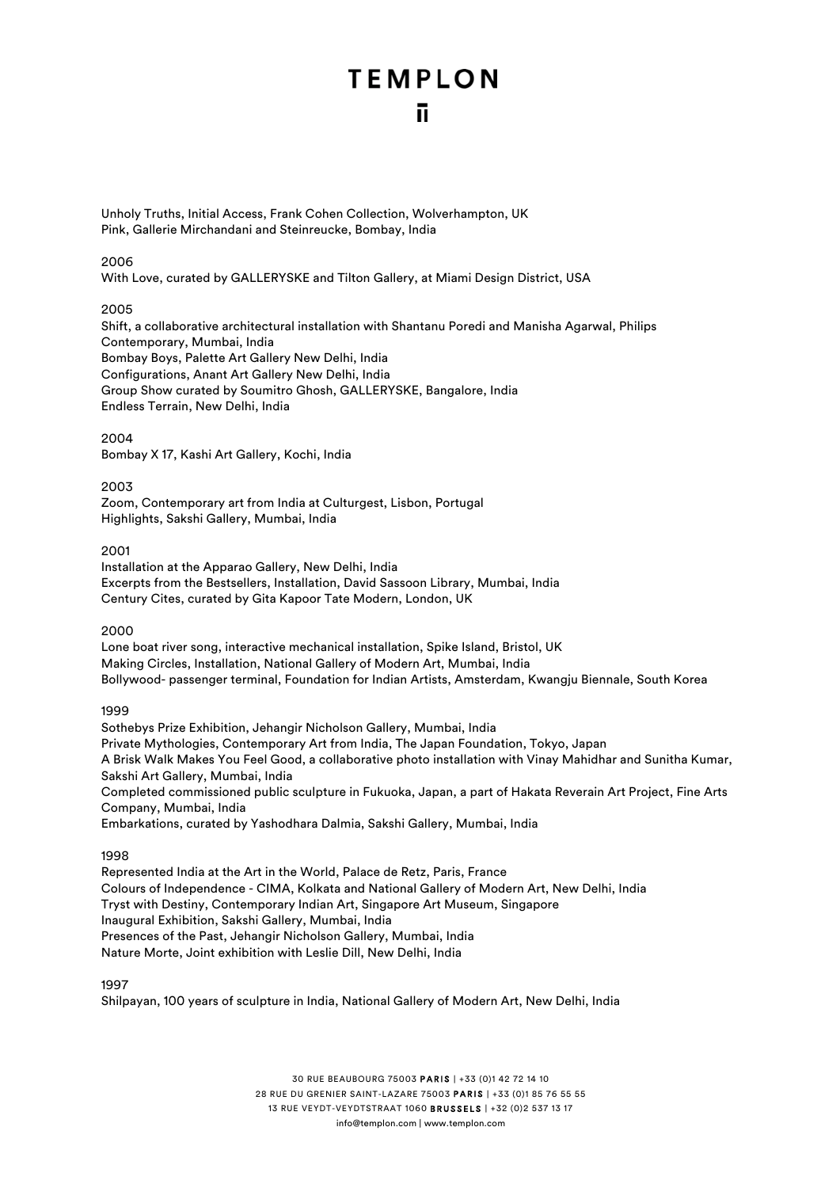Unholy Truths, Initial Access, Frank Cohen Collection, Wolverhampton, UK
Pink, Gallerie Mirchandani and Steinreucke, Bombay, India

2006
With Love, curated by GALLERYSKE and Tilton Gallery, at Miami Design District, USA

2005
Shift, a collaborative architectural installation with Shantanu Poredi and Manisha Agarwal, Philips Contemporary, Mumbai, India
Bombay Boys, Palette Art Gallery New Delhi, India
Configurations, Anant Art Gallery New Delhi, India
Group Show curated by Soumitro Ghosh, GALLERYSKE, Bangalore, India
Endless Terrain, New Delhi, India

2004
Bombay X 17, Kashi Art Gallery, Kochi, India

2003
Zoom, Contemporary art from India at Culturgest, Lisbon, Portugal
Highlights, Sakshi Gallery, Mumbai, India

2001
Installation at the Apparao Gallery, New Delhi, India
Excerpts from the Bestsellers, Installation, David Sassoon Library, Mumbai, India
Century Cites, curated by Gita Kapoor Tate Modern, London, UK

2000
Lone boat river song, interactive mechanical installation, Spike Island, Bristol, UK
Making Circles, Installation, National Gallery of Modern Art, Mumbai, India
Bollywood- passenger terminal, Foundation for Indian Artists, Amsterdam, Kwangju Biennale, South Korea

1999
Sothebys Prize Exhibition, Jehangir Nicholson Gallery, Mumbai, India
Private Mythologies, Contemporary Art from India, The Japan Foundation, Tokyo, Japan
A Brisk Walk Makes You Feel Good, a collaborative photo installation with Vinay Mahidhar and Sunitha Kumar, Sakshi Art Gallery, Mumbai, India
Completed commissioned public sculpture in Fukuoka, Japan, a part of Hakata Reverain Art Project, Fine Arts Company, Mumbai, India
Embarkations, curated by Yashodhara Dalmia, Sakshi Gallery, Mumbai, India

1998
Represented India at the Art in the World, Palace de Retz, Paris, France
Colours of Independence - CIMA, Kolkata and National Gallery of Modern Art, New Delhi, India
Tryst with Destiny, Contemporary Indian Art, Singapore Art Museum, Singapore
Inaugural Exhibition, Sakshi Gallery, Mumbai, India
Presences of the Past, Jehangir Nicholson Gallery, Mumbai, India
Nature Morte, Joint exhibition with Leslie Dill, New Delhi, India

1997
Shilpayan, 100 years of sculpture in India, National Gallery of Modern Art, New Delhi, India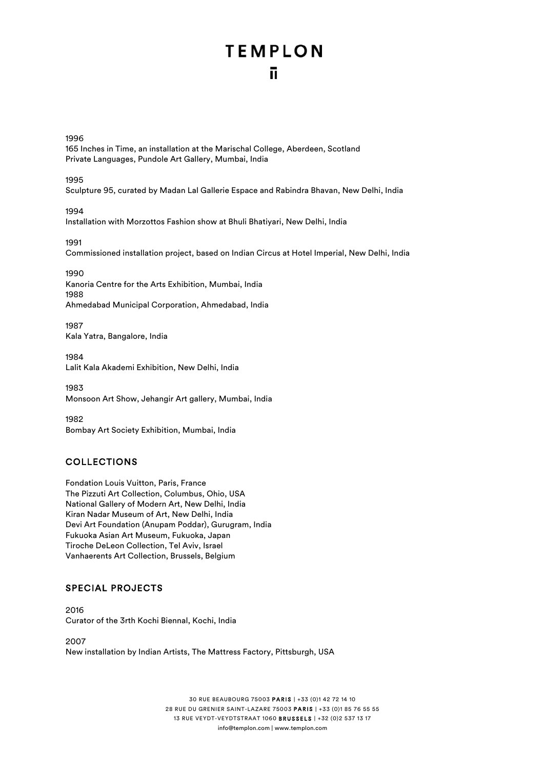1996
165 Inches in Time, an installation at the Marischal College, Aberdeen, Scotland
Private Languages, Pundole Art Gallery, Mumbai, India

1995
Sculpture 95, curated by Madan Lal Gallerie Espace and Rabindra Bhavan, New Delhi, India

1994
Installation with Morzottos Fashion show at Bhuli Bhatiyari, New Delhi, India

1991
Commissioned installation project, based on Indian Circus at Hotel Imperial, New Delhi, India

1990
Kanoria Centre for the Arts Exhibition, Mumbai, India
1988
Ahmedabad Municipal Corporation, Ahmedabad, India

1987
Kala Yatra, Bangalore, India

1984
Lalit Kala Akademi Exhibition, New Delhi, India

1983
Monsoon Art Show, Jehangir Art gallery, Mumbai, India

1982
Bombay Art Society Exhibition, Mumbai, India

## COLLECTIONS

Fondation Louis Vuitton, Paris, France
The Pizzuti Art Collection, Columbus, Ohio, USA
National Gallery of Modern Art, New Delhi, India
Kiran Nadar Museum of Art, New Delhi, India
Devi Art Foundation (Anupam Poddar), Gurugram, India
Fukuoka Asian Art Museum, Fukuoka, Japan
Tiroche DeLeon Collection, Tel Aviv, Israel
Vanhaerents Art Collection, Brussels, Belgium

## SPECIAL PROJECTS

2016
Curator of the 3rth Kochi Biennal, Kochi, India

2007
New installation by Indian Artists, The Mattress Factory, Pittsburgh, USA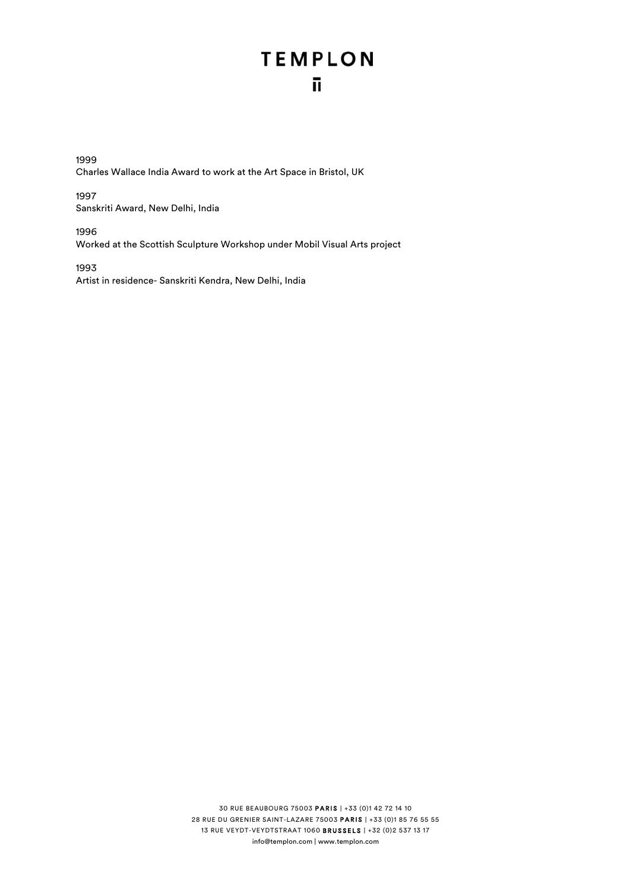1999
Charles Wallace India Award to work at the Art Space in Bristol, UK

1997
Sanskriti Award, New Delhi, India

1996
Worked at the Scottish Sculpture Workshop under Mobil Visual Arts project

1993
Artist in residence- Sanskriti Kendra, New Delhi, India